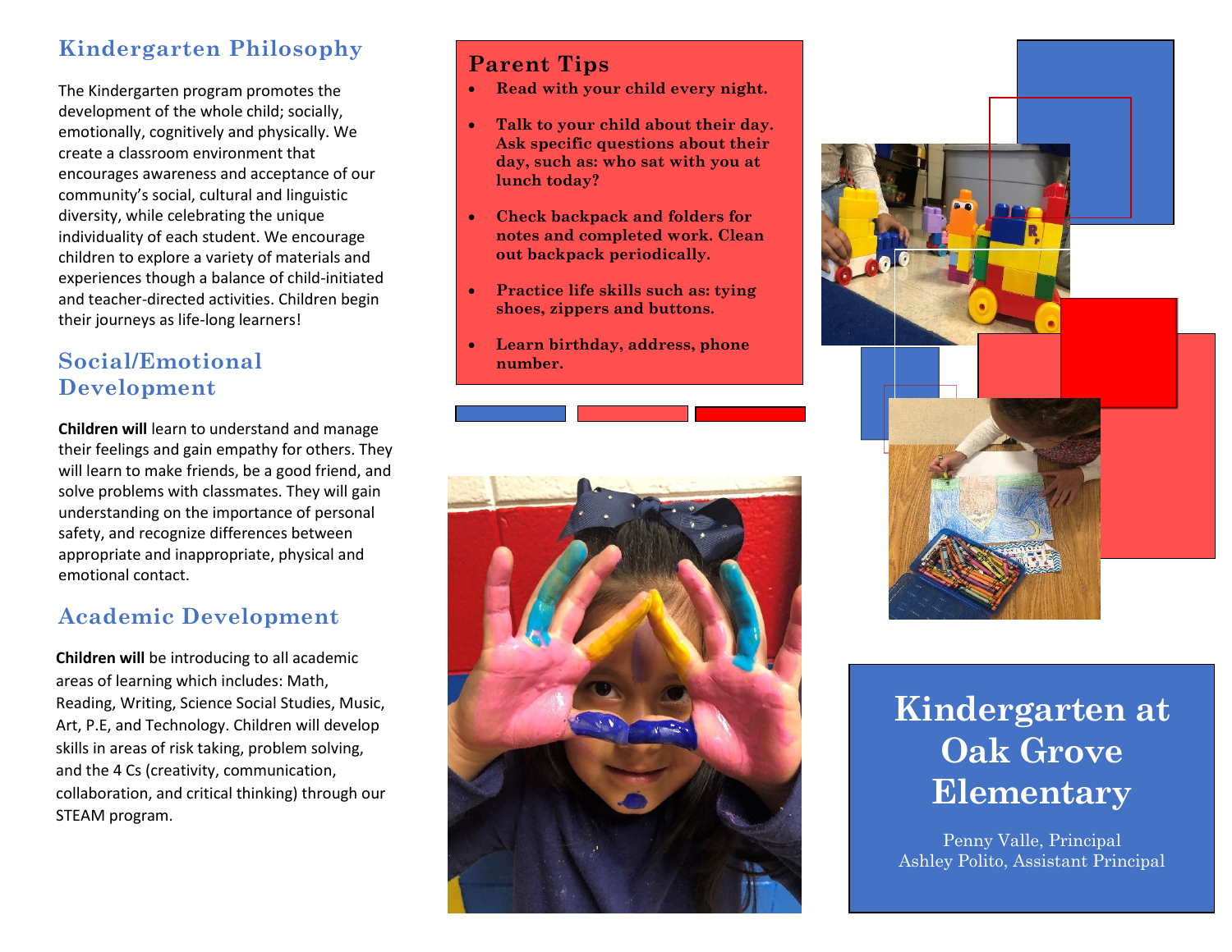## Kindergarten Philosophy

The Kindergarten program promotes the development of the whole child; socially, emotionally, cognitively and physically. We create a classroom environment that encourages awareness and acceptance of our community's social, cultural and linguistic diversity, while celebrating the unique individuality of each student. We encourage children to explore a variety of materials and experiences though a balance of child-initiated and teacher-directed activities. Children begin their journeys as life-long learners!

## Social/Emotional Development

**Children will** learn to understand and manage their feelings and gain empathy for others. They will learn to make friends, be a good friend, and solve problems with classmates. They will gain understanding on the importance of personal safety, and recognize differences between appropriate and inappropriate, physical and emotional contact.

## Academic Development

**Children will** be introducing to all academic areas of learning which includes: Math, Reading, Writing, Science Social Studies, Music, Art, P.E, and Technology. Children will develop skills in areas of risk taking, problem solving, and the 4 Cs (creativity, communication, collaboration, and critical thinking) through our STEAM program.

## Parent Tips

- **Read with your child every night.**
- **Talk to your child about their day. Ask specific questions about their day, such as: who sat with you at lunch today?**
- **Check backpack and folders for notes and completed work. Clean out backpack periodically.**
- **Practice life skills such as: tying shoes, zippers and buttons.**
- **Learn birthday, address, phone number.**

# Kindergarten at Oak Grove Elementary

Penny Valle, Principal
Ashley Polito, Assistant Principal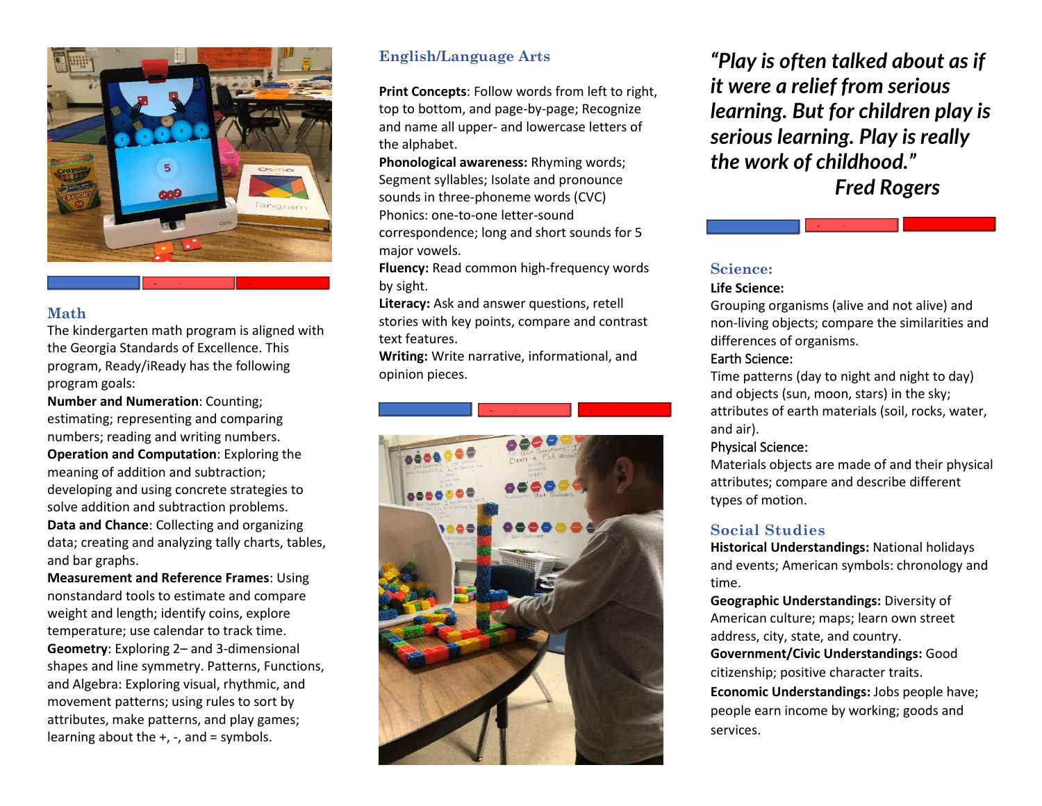## Math

The kindergarten math program is aligned with the Georgia Standards of Excellence. This program, Ready/iReady has the following program goals:

**Number and Numeration**: Counting; estimating; representing and comparing numbers; reading and writing numbers.

**Operation and Computation**: Exploring the meaning of addition and subtraction; developing and using concrete strategies to solve addition and subtraction problems.

**Data and Chance**: Collecting and organizing data; creating and analyzing tally charts, tables, and bar graphs.

**Measurement and Reference Frames**: Using nonstandard tools to estimate and compare weight and length; identify coins, explore temperature; use calendar to track time.

**Geometry**: Exploring 2– and 3-dimensional shapes and line symmetry. Patterns, Functions, and Algebra: Exploring visual, rhythmic, and movement patterns; using rules to sort by attributes, make patterns, and play games; learning about the +, -, and = symbols.

## English/Language Arts

**Print Concepts**: Follow words from left to right, top to bottom, and page-by-page; Recognize and name all upper- and lowercase letters of the alphabet.

**Phonological awareness:** Rhyming words; Segment syllables; Isolate and pronounce sounds in three-phoneme words (CVC) Phonics: one-to-one letter-sound correspondence; long and short sounds for 5 major vowels.

**Fluency:** Read common high-frequency words by sight.

**Literacy:** Ask and answer questions, retell stories with key points, compare and contrast text features.

**Writing:** Write narrative, informational, and opinion pieces.

***"Play is often talked about as if it were a relief from serious learning. But for children play is serious learning. Play is really the work of childhood."***

***Fred Rogers***

## Science:

**Life Science:**

Grouping organisms (alive and not alive) and non-living objects; compare the similarities and differences of organisms.

Earth Science:

Time patterns (day to night and night to day) and objects (sun, moon, stars) in the sky; attributes of earth materials (soil, rocks, water, and air).

Physical Science:

Materials objects are made of and their physical attributes; compare and describe different types of motion.

## Social Studies

**Historical Understandings:** National holidays and events; American symbols: chronology and time.

**Geographic Understandings:** Diversity of American culture; maps; learn own street address, city, state, and country.

**Government/Civic Understandings:** Good citizenship; positive character traits.

**Economic Understandings:** Jobs people have; people earn income by working; goods and services.